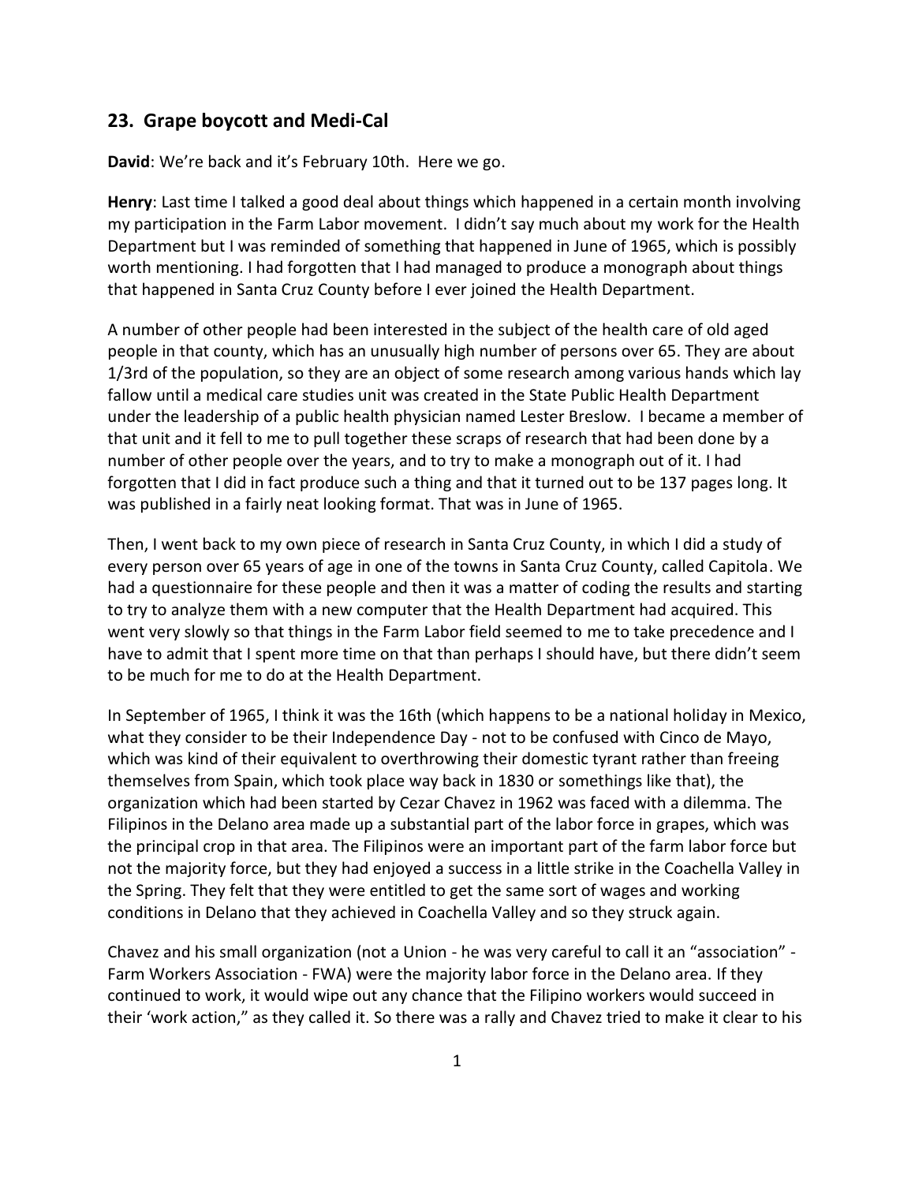## 23. Grape boycott and Medi-Cal

**David**: We're back and it's February 10th. Here we go.

**Henry**: Last time I talked a good deal about things which happened in a certain month involving my participation in the Farm Labor movement. I didn't say much about my work for the Health Department but I was reminded of something that happened in June of 1965, which is possibly worth mentioning. I had forgotten that I had managed to produce a monograph about things that happened in Santa Cruz County before I ever joined the Health Department.

A number of other people had been interested in the subject of the health care of old aged people in that county, which has an unusually high number of persons over 65. They are about 1/3rd of the population, so they are an object of some research among various hands which lay fallow until a medical care studies unit was created in the State Public Health Department under the leadership of a public health physician named Lester Breslow. I became a member of that unit and it fell to me to pull together these scraps of research that had been done by a number of other people over the years, and to try to make a monograph out of it. I had forgotten that I did in fact produce such a thing and that it turned out to be 137 pages long. It was published in a fairly neat looking format. That was in June of 1965.

Then, I went back to my own piece of research in Santa Cruz County, in which I did a study of every person over 65 years of age in one of the towns in Santa Cruz County, called Capitola. We had a questionnaire for these people and then it was a matter of coding the results and starting to try to analyze them with a new computer that the Health Department had acquired. This went very slowly so that things in the Farm Labor field seemed to me to take precedence and I have to admit that I spent more time on that than perhaps I should have, but there didn't seem to be much for me to do at the Health Department.

In September of 1965, I think it was the 16th (which happens to be a national holiday in Mexico, what they consider to be their Independence Day - not to be confused with Cinco de Mayo, which was kind of their equivalent to overthrowing their domestic tyrant rather than freeing themselves from Spain, which took place way back in 1830 or somethings like that), the organization which had been started by Cezar Chavez in 1962 was faced with a dilemma. The Filipinos in the Delano area made up a substantial part of the labor force in grapes, which was the principal crop in that area. The Filipinos were an important part of the farm labor force but not the majority force, but they had enjoyed a success in a little strike in the Coachella Valley in the Spring. They felt that they were entitled to get the same sort of wages and working conditions in Delano that they achieved in Coachella Valley and so they struck again.

Chavez and his small organization (not a Union - he was very careful to call it an "association" - Farm Workers Association - FWA) were the majority labor force in the Delano area. If they continued to work, it would wipe out any chance that the Filipino workers would succeed in their 'work action," as they called it. So there was a rally and Chavez tried to make it clear to his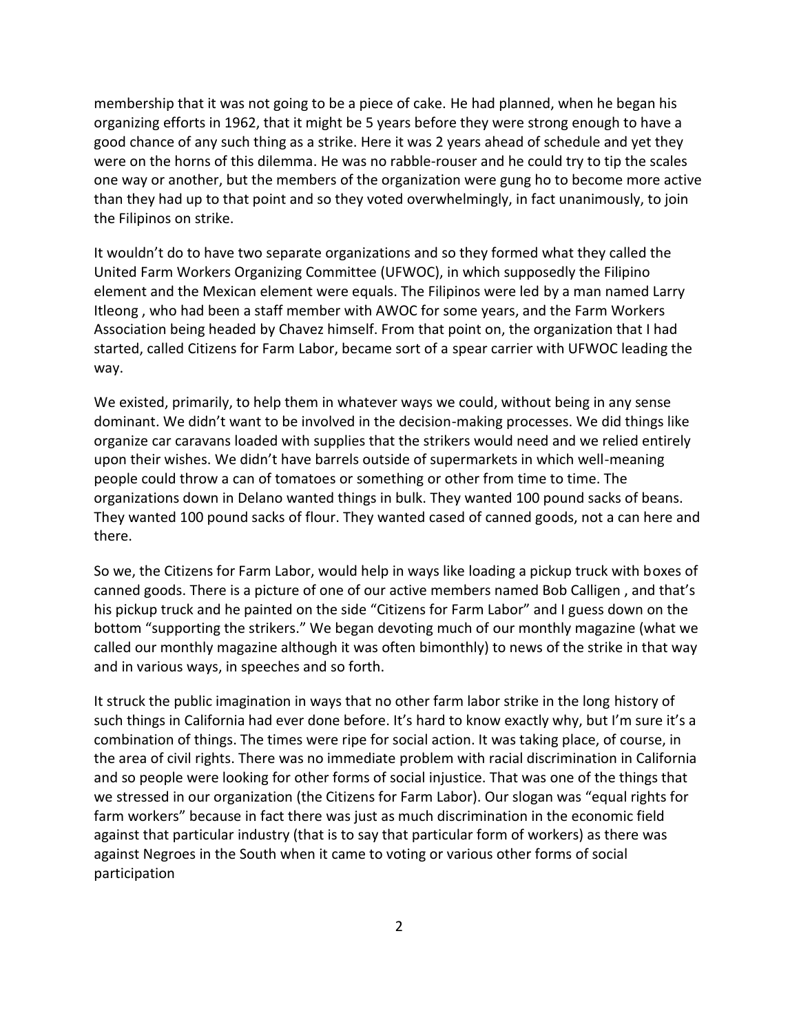membership that it was not going to be a piece of cake. He had planned, when he began his organizing efforts in 1962, that it might be 5 years before they were strong enough to have a good chance of any such thing as a strike. Here it was 2 years ahead of schedule and yet they were on the horns of this dilemma. He was no rabble-rouser and he could try to tip the scales one way or another, but the members of the organization were gung ho to become more active than they had up to that point and so they voted overwhelmingly, in fact unanimously, to join the Filipinos on strike.

It wouldn't do to have two separate organizations and so they formed what they called the United Farm Workers Organizing Committee (UFWOC), in which supposedly the Filipino element and the Mexican element were equals. The Filipinos were led by a man named Larry Itleong , who had been a staff member with AWOC for some years, and the Farm Workers Association being headed by Chavez himself. From that point on, the organization that I had started, called Citizens for Farm Labor, became sort of a spear carrier with UFWOC leading the way.

We existed, primarily, to help them in whatever ways we could, without being in any sense dominant. We didn't want to be involved in the decision-making processes. We did things like organize car caravans loaded with supplies that the strikers would need and we relied entirely upon their wishes. We didn't have barrels outside of supermarkets in which well-meaning people could throw a can of tomatoes or something or other from time to time. The organizations down in Delano wanted things in bulk. They wanted 100 pound sacks of beans. They wanted 100 pound sacks of flour. They wanted cased of canned goods, not a can here and there.

So we, the Citizens for Farm Labor, would help in ways like loading a pickup truck with boxes of canned goods. There is a picture of one of our active members named Bob Calligen , and that's his pickup truck and he painted on the side "Citizens for Farm Labor" and I guess down on the bottom "supporting the strikers." We began devoting much of our monthly magazine (what we called our monthly magazine although it was often bimonthly) to news of the strike in that way and in various ways, in speeches and so forth.

It struck the public imagination in ways that no other farm labor strike in the long history of such things in California had ever done before. It's hard to know exactly why, but I'm sure it's a combination of things. The times were ripe for social action. It was taking place, of course, in the area of civil rights. There was no immediate problem with racial discrimination in California and so people were looking for other forms of social injustice. That was one of the things that we stressed in our organization (the Citizens for Farm Labor). Our slogan was "equal rights for farm workers" because in fact there was just as much discrimination in the economic field against that particular industry (that is to say that particular form of workers) as there was against Negroes in the South when it came to voting or various other forms of social participation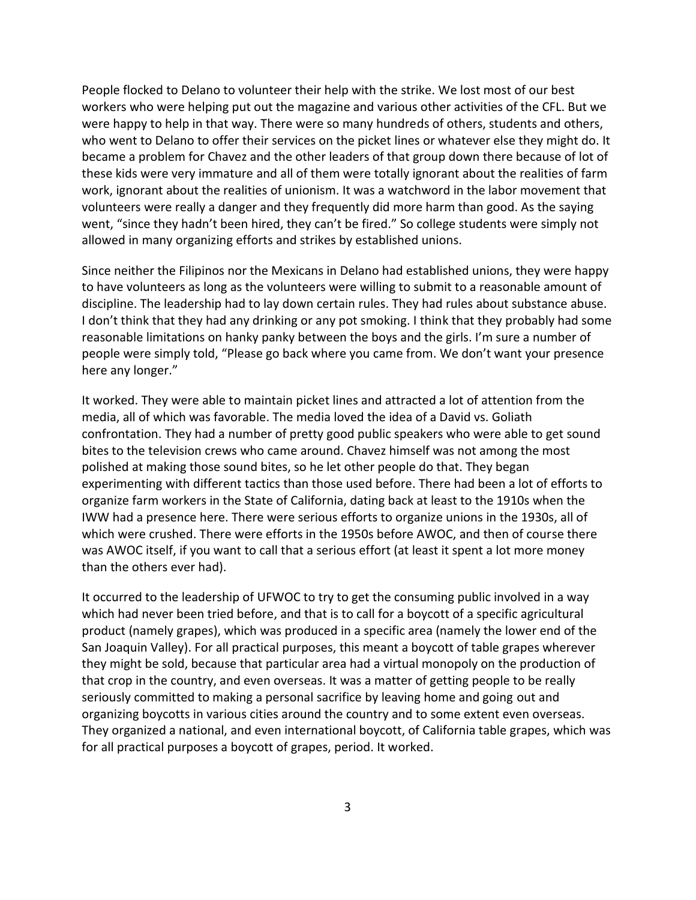People flocked to Delano to volunteer their help with the strike. We lost most of our best workers who were helping put out the magazine and various other activities of the CFL. But we were happy to help in that way. There were so many hundreds of others, students and others, who went to Delano to offer their services on the picket lines or whatever else they might do. It became a problem for Chavez and the other leaders of that group down there because of lot of these kids were very immature and all of them were totally ignorant about the realities of farm work, ignorant about the realities of unionism. It was a watchword in the labor movement that volunteers were really a danger and they frequently did more harm than good. As the saying went, "since they hadn't been hired, they can't be fired." So college students were simply not allowed in many organizing efforts and strikes by established unions.

Since neither the Filipinos nor the Mexicans in Delano had established unions, they were happy to have volunteers as long as the volunteers were willing to submit to a reasonable amount of discipline. The leadership had to lay down certain rules. They had rules about substance abuse. I don't think that they had any drinking or any pot smoking. I think that they probably had some reasonable limitations on hanky panky between the boys and the girls. I'm sure a number of people were simply told, "Please go back where you came from. We don't want your presence here any longer."

It worked. They were able to maintain picket lines and attracted a lot of attention from the media, all of which was favorable. The media loved the idea of a David vs. Goliath confrontation. They had a number of pretty good public speakers who were able to get sound bites to the television crews who came around. Chavez himself was not among the most polished at making those sound bites, so he let other people do that. They began experimenting with different tactics than those used before. There had been a lot of efforts to organize farm workers in the State of California, dating back at least to the 1910s when the IWW had a presence here. There were serious efforts to organize unions in the 1930s, all of which were crushed. There were efforts in the 1950s before AWOC, and then of course there was AWOC itself, if you want to call that a serious effort (at least it spent a lot more money than the others ever had).

It occurred to the leadership of UFWOC to try to get the consuming public involved in a way which had never been tried before, and that is to call for a boycott of a specific agricultural product (namely grapes), which was produced in a specific area (namely the lower end of the San Joaquin Valley). For all practical purposes, this meant a boycott of table grapes wherever they might be sold, because that particular area had a virtual monopoly on the production of that crop in the country, and even overseas. It was a matter of getting people to be really seriously committed to making a personal sacrifice by leaving home and going out and organizing boycotts in various cities around the country and to some extent even overseas. They organized a national, and even international boycott, of California table grapes, which was for all practical purposes a boycott of grapes, period. It worked.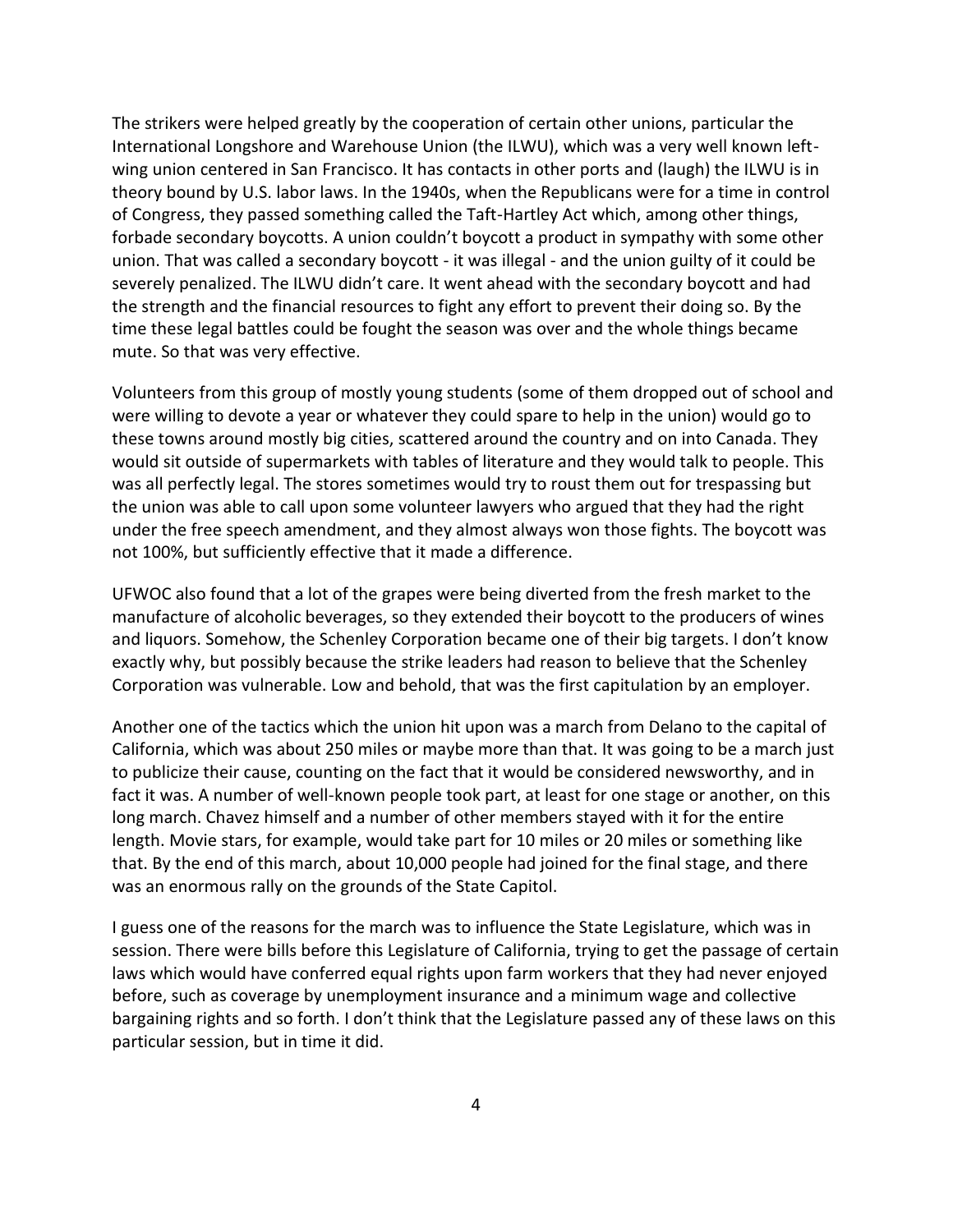The strikers were helped greatly by the cooperation of certain other unions, particular the International Longshore and Warehouse Union (the ILWU), which was a very well known left-wing union centered in San Francisco. It has contacts in other ports and (laugh) the ILWU is in theory bound by U.S. labor laws. In the 1940s, when the Republicans were for a time in control of Congress, they passed something called the Taft-Hartley Act which, among other things, forbade secondary boycotts. A union couldn't boycott a product in sympathy with some other union. That was called a secondary boycott - it was illegal - and the union guilty of it could be severely penalized. The ILWU didn't care. It went ahead with the secondary boycott and had the strength and the financial resources to fight any effort to prevent their doing so. By the time these legal battles could be fought the season was over and the whole things became mute. So that was very effective.

Volunteers from this group of mostly young students (some of them dropped out of school and were willing to devote a year or whatever they could spare to help in the union) would go to these towns around mostly big cities, scattered around the country and on into Canada. They would sit outside of supermarkets with tables of literature and they would talk to people. This was all perfectly legal. The stores sometimes would try to roust them out for trespassing but the union was able to call upon some volunteer lawyers who argued that they had the right under the free speech amendment, and they almost always won those fights. The boycott was not 100%, but sufficiently effective that it made a difference.

UFWOC also found that a lot of the grapes were being diverted from the fresh market to the manufacture of alcoholic beverages, so they extended their boycott to the producers of wines and liquors. Somehow, the Schenley Corporation became one of their big targets. I don't know exactly why, but possibly because the strike leaders had reason to believe that the Schenley Corporation was vulnerable. Low and behold, that was the first capitulation by an employer.

Another one of the tactics which the union hit upon was a march from Delano to the capital of California, which was about 250 miles or maybe more than that. It was going to be a march just to publicize their cause, counting on the fact that it would be considered newsworthy, and in fact it was. A number of well-known people took part, at least for one stage or another, on this long march. Chavez himself and a number of other members stayed with it for the entire length. Movie stars, for example, would take part for 10 miles or 20 miles or something like that. By the end of this march, about 10,000 people had joined for the final stage, and there was an enormous rally on the grounds of the State Capitol.

I guess one of the reasons for the march was to influence the State Legislature, which was in session. There were bills before this Legislature of California, trying to get the passage of certain laws which would have conferred equal rights upon farm workers that they had never enjoyed before, such as coverage by unemployment insurance and a minimum wage and collective bargaining rights and so forth. I don't think that the Legislature passed any of these laws on this particular session, but in time it did.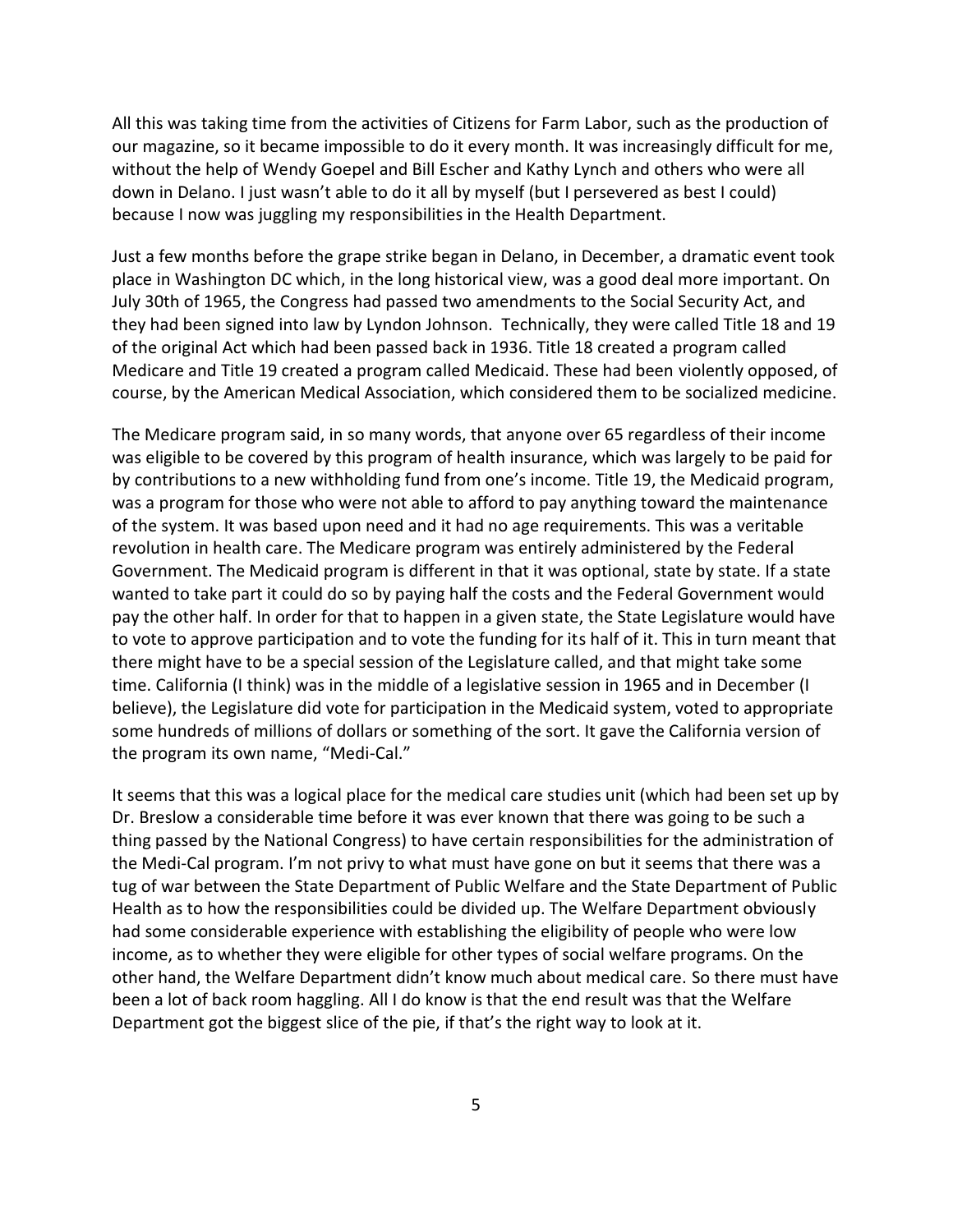All this was taking time from the activities of Citizens for Farm Labor, such as the production of our magazine, so it became impossible to do it every month. It was increasingly difficult for me, without the help of Wendy Goepel and Bill Escher and Kathy Lynch and others who were all down in Delano. I just wasn't able to do it all by myself (but I persevered as best I could) because I now was juggling my responsibilities in the Health Department.

Just a few months before the grape strike began in Delano, in December, a dramatic event took place in Washington DC which, in the long historical view, was a good deal more important. On July 30th of 1965, the Congress had passed two amendments to the Social Security Act, and they had been signed into law by Lyndon Johnson. Technically, they were called Title 18 and 19 of the original Act which had been passed back in 1936. Title 18 created a program called Medicare and Title 19 created a program called Medicaid. These had been violently opposed, of course, by the American Medical Association, which considered them to be socialized medicine.

The Medicare program said, in so many words, that anyone over 65 regardless of their income was eligible to be covered by this program of health insurance, which was largely to be paid for by contributions to a new withholding fund from one's income. Title 19, the Medicaid program, was a program for those who were not able to afford to pay anything toward the maintenance of the system. It was based upon need and it had no age requirements. This was a veritable revolution in health care. The Medicare program was entirely administered by the Federal Government. The Medicaid program is different in that it was optional, state by state. If a state wanted to take part it could do so by paying half the costs and the Federal Government would pay the other half. In order for that to happen in a given state, the State Legislature would have to vote to approve participation and to vote the funding for its half of it. This in turn meant that there might have to be a special session of the Legislature called, and that might take some time. California (I think) was in the middle of a legislative session in 1965 and in December (I believe), the Legislature did vote for participation in the Medicaid system, voted to appropriate some hundreds of millions of dollars or something of the sort. It gave the California version of the program its own name, "Medi-Cal."

It seems that this was a logical place for the medical care studies unit (which had been set up by Dr. Breslow a considerable time before it was ever known that there was going to be such a thing passed by the National Congress) to have certain responsibilities for the administration of the Medi-Cal program. I'm not privy to what must have gone on but it seems that there was a tug of war between the State Department of Public Welfare and the State Department of Public Health as to how the responsibilities could be divided up. The Welfare Department obviously had some considerable experience with establishing the eligibility of people who were low income, as to whether they were eligible for other types of social welfare programs. On the other hand, the Welfare Department didn't know much about medical care. So there must have been a lot of back room haggling. All I do know is that the end result was that the Welfare Department got the biggest slice of the pie, if that's the right way to look at it.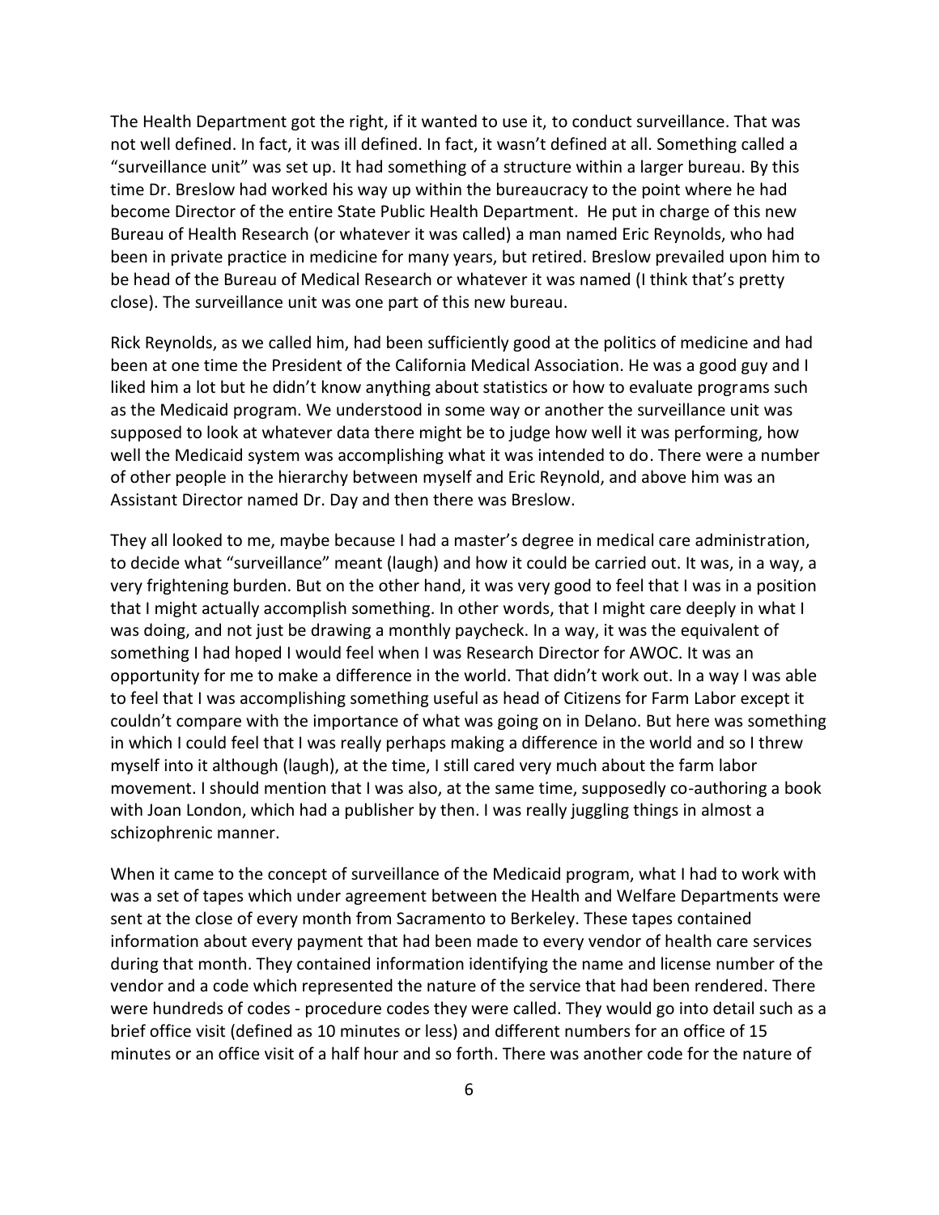The Health Department got the right, if it wanted to use it, to conduct surveillance. That was not well defined. In fact, it was ill defined. In fact, it wasn't defined at all. Something called a "surveillance unit" was set up. It had something of a structure within a larger bureau. By this time Dr. Breslow had worked his way up within the bureaucracy to the point where he had become Director of the entire State Public Health Department. He put in charge of this new Bureau of Health Research (or whatever it was called) a man named Eric Reynolds, who had been in private practice in medicine for many years, but retired. Breslow prevailed upon him to be head of the Bureau of Medical Research or whatever it was named (I think that's pretty close). The surveillance unit was one part of this new bureau.

Rick Reynolds, as we called him, had been sufficiently good at the politics of medicine and had been at one time the President of the California Medical Association. He was a good guy and I liked him a lot but he didn't know anything about statistics or how to evaluate programs such as the Medicaid program. We understood in some way or another the surveillance unit was supposed to look at whatever data there might be to judge how well it was performing, how well the Medicaid system was accomplishing what it was intended to do. There were a number of other people in the hierarchy between myself and Eric Reynold, and above him was an Assistant Director named Dr. Day and then there was Breslow.

They all looked to me, maybe because I had a master's degree in medical care administration, to decide what "surveillance" meant (laugh) and how it could be carried out. It was, in a way, a very frightening burden. But on the other hand, it was very good to feel that I was in a position that I might actually accomplish something. In other words, that I might care deeply in what I was doing, and not just be drawing a monthly paycheck. In a way, it was the equivalent of something I had hoped I would feel when I was Research Director for AWOC. It was an opportunity for me to make a difference in the world. That didn't work out. In a way I was able to feel that I was accomplishing something useful as head of Citizens for Farm Labor except it couldn't compare with the importance of what was going on in Delano. But here was something in which I could feel that I was really perhaps making a difference in the world and so I threw myself into it although (laugh), at the time, I still cared very much about the farm labor movement. I should mention that I was also, at the same time, supposedly co-authoring a book with Joan London, which had a publisher by then. I was really juggling things in almost a schizophrenic manner.

When it came to the concept of surveillance of the Medicaid program, what I had to work with was a set of tapes which under agreement between the Health and Welfare Departments were sent at the close of every month from Sacramento to Berkeley. These tapes contained information about every payment that had been made to every vendor of health care services during that month. They contained information identifying the name and license number of the vendor and a code which represented the nature of the service that had been rendered. There were hundreds of codes - procedure codes they were called. They would go into detail such as a brief office visit (defined as 10 minutes or less) and different numbers for an office of 15 minutes or an office visit of a half hour and so forth. There was another code for the nature of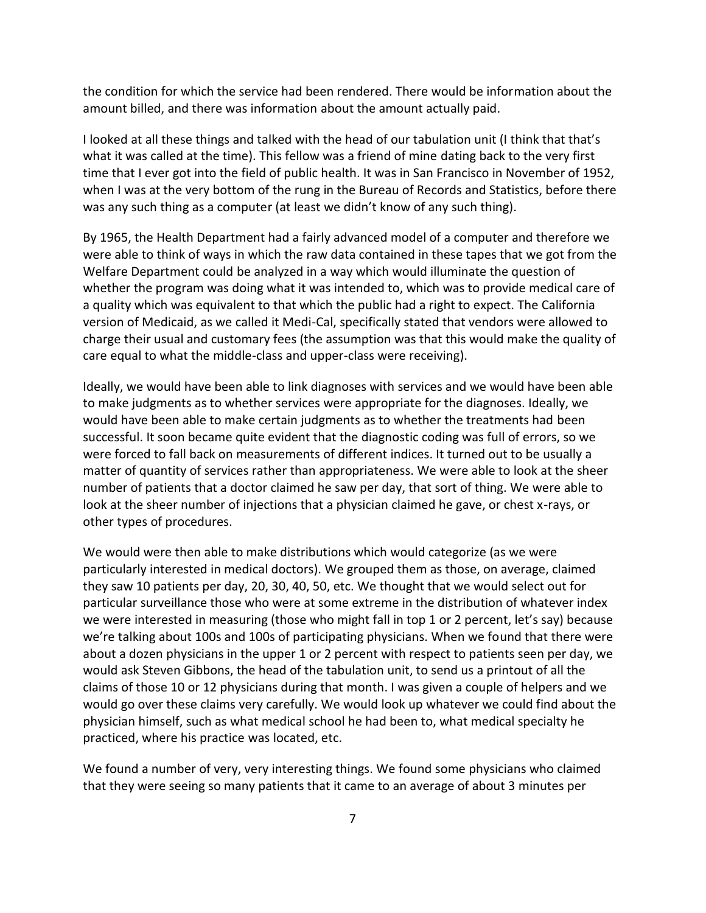the condition for which the service had been rendered. There would be information about the amount billed, and there was information about the amount actually paid.

I looked at all these things and talked with the head of our tabulation unit (I think that that's what it was called at the time). This fellow was a friend of mine dating back to the very first time that I ever got into the field of public health. It was in San Francisco in November of 1952, when I was at the very bottom of the rung in the Bureau of Records and Statistics, before there was any such thing as a computer (at least we didn't know of any such thing).

By 1965, the Health Department had a fairly advanced model of a computer and therefore we were able to think of ways in which the raw data contained in these tapes that we got from the Welfare Department could be analyzed in a way which would illuminate the question of whether the program was doing what it was intended to, which was to provide medical care of a quality which was equivalent to that which the public had a right to expect. The California version of Medicaid, as we called it Medi-Cal, specifically stated that vendors were allowed to charge their usual and customary fees (the assumption was that this would make the quality of care equal to what the middle-class and upper-class were receiving).

Ideally, we would have been able to link diagnoses with services and we would have been able to make judgments as to whether services were appropriate for the diagnoses. Ideally, we would have been able to make certain judgments as to whether the treatments had been successful. It soon became quite evident that the diagnostic coding was full of errors, so we were forced to fall back on measurements of different indices. It turned out to be usually a matter of quantity of services rather than appropriateness. We were able to look at the sheer number of patients that a doctor claimed he saw per day, that sort of thing. We were able to look at the sheer number of injections that a physician claimed he gave, or chest x-rays, or other types of procedures.

We would were then able to make distributions which would categorize (as we were particularly interested in medical doctors). We grouped them as those, on average, claimed they saw 10 patients per day, 20, 30, 40, 50, etc. We thought that we would select out for particular surveillance those who were at some extreme in the distribution of whatever index we were interested in measuring (those who might fall in top 1 or 2 percent, let's say) because we're talking about 100s and 100s of participating physicians. When we found that there were about a dozen physicians in the upper 1 or 2 percent with respect to patients seen per day, we would ask Steven Gibbons, the head of the tabulation unit, to send us a printout of all the claims of those 10 or 12 physicians during that month. I was given a couple of helpers and we would go over these claims very carefully. We would look up whatever we could find about the physician himself, such as what medical school he had been to, what medical specialty he practiced, where his practice was located, etc.

We found a number of very, very interesting things. We found some physicians who claimed that they were seeing so many patients that it came to an average of about 3 minutes per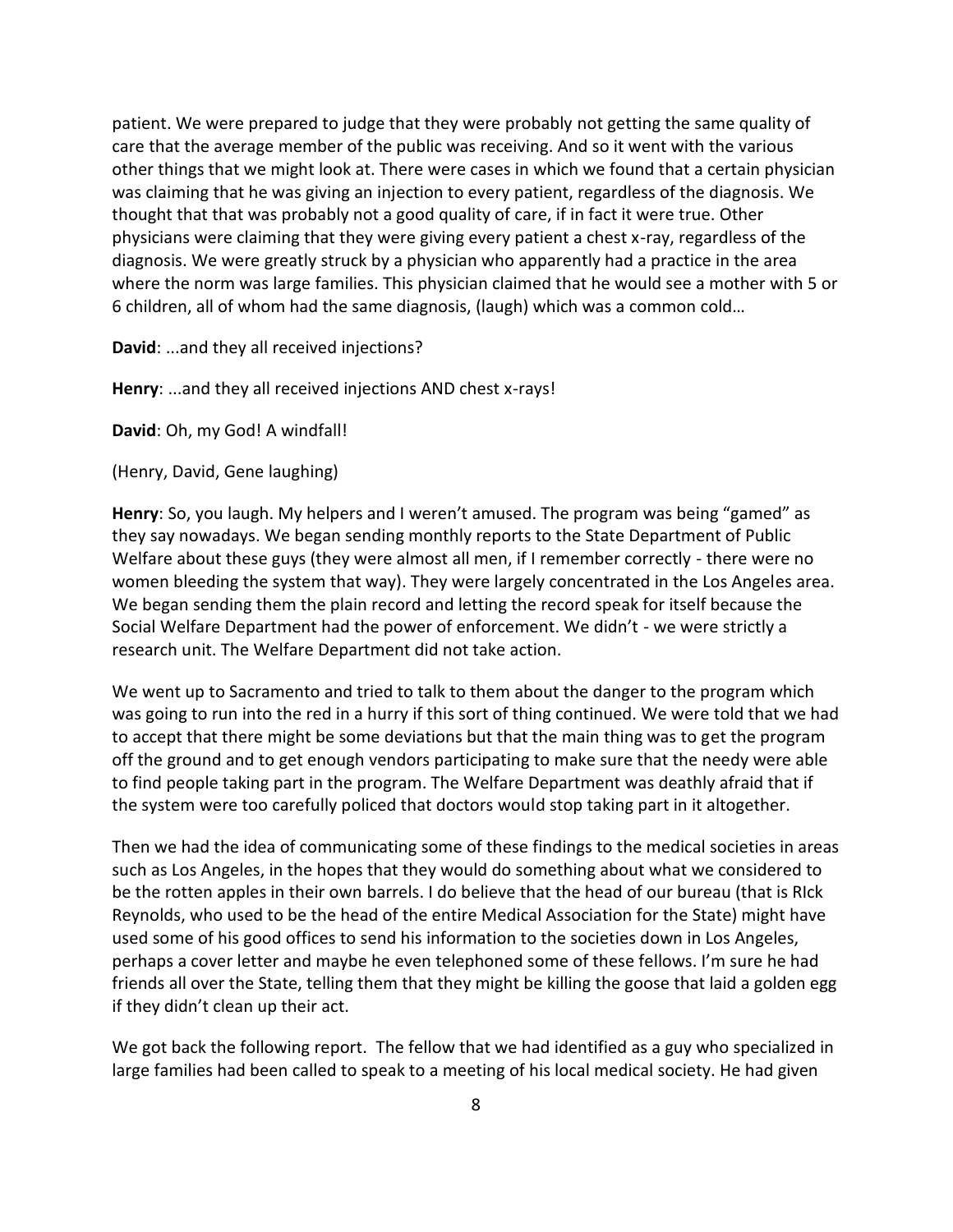patient. We were prepared to judge that they were probably not getting the same quality of care that the average member of the public was receiving. And so it went with the various other things that we might look at. There were cases in which we found that a certain physician was claiming that he was giving an injection to every patient, regardless of the diagnosis. We thought that that was probably not a good quality of care, if in fact it were true. Other physicians were claiming that they were giving every patient a chest x-ray, regardless of the diagnosis. We were greatly struck by a physician who apparently had a practice in the area where the norm was large families. This physician claimed that he would see a mother with 5 or 6 children, all of whom had the same diagnosis, (laugh) which was a common cold…

**David**: ...and they all received injections?

**Henry**: ...and they all received injections AND chest x-rays!

**David**: Oh, my God! A windfall!

(Henry, David, Gene laughing)

**Henry**: So, you laugh. My helpers and I weren't amused. The program was being "gamed" as they say nowadays. We began sending monthly reports to the State Department of Public Welfare about these guys (they were almost all men, if I remember correctly - there were no women bleeding the system that way). They were largely concentrated in the Los Angeles area. We began sending them the plain record and letting the record speak for itself because the Social Welfare Department had the power of enforcement. We didn't - we were strictly a research unit. The Welfare Department did not take action.

We went up to Sacramento and tried to talk to them about the danger to the program which was going to run into the red in a hurry if this sort of thing continued. We were told that we had to accept that there might be some deviations but that the main thing was to get the program off the ground and to get enough vendors participating to make sure that the needy were able to find people taking part in the program. The Welfare Department was deathly afraid that if the system were too carefully policed that doctors would stop taking part in it altogether.

Then we had the idea of communicating some of these findings to the medical societies in areas such as Los Angeles, in the hopes that they would do something about what we considered to be the rotten apples in their own barrels. I do believe that the head of our bureau (that is RIck Reynolds, who used to be the head of the entire Medical Association for the State) might have used some of his good offices to send his information to the societies down in Los Angeles, perhaps a cover letter and maybe he even telephoned some of these fellows. I'm sure he had friends all over the State, telling them that they might be killing the goose that laid a golden egg if they didn't clean up their act.

We got back the following report. The fellow that we had identified as a guy who specialized in large families had been called to speak to a meeting of his local medical society. He had given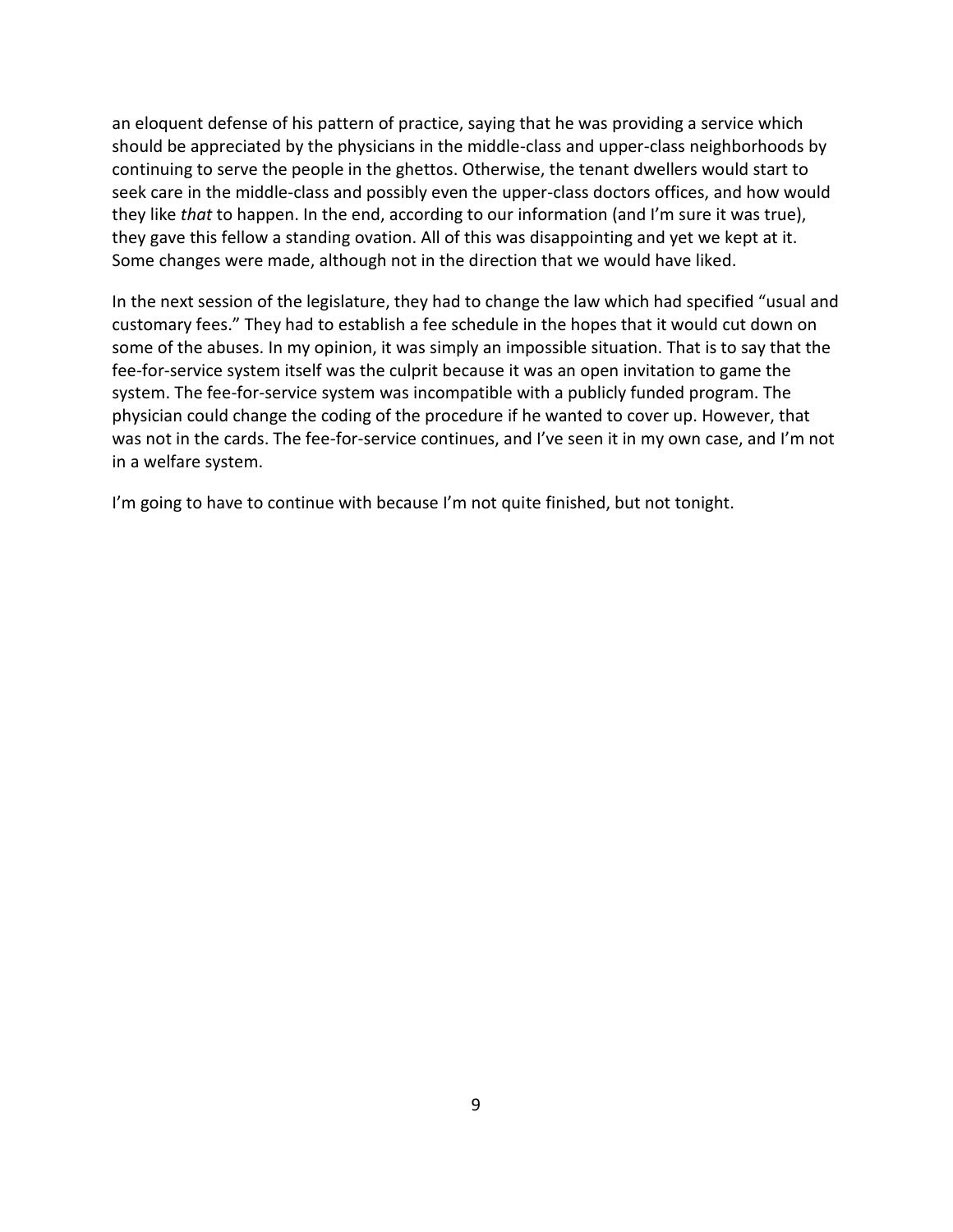an eloquent defense of his pattern of practice, saying that he was providing a service which should be appreciated by the physicians in the middle-class and upper-class neighborhoods by continuing to serve the people in the ghettos. Otherwise, the tenant dwellers would start to seek care in the middle-class and possibly even the upper-class doctors offices, and how would they like *that* to happen. In the end, according to our information (and I'm sure it was true), they gave this fellow a standing ovation. All of this was disappointing and yet we kept at it. Some changes were made, although not in the direction that we would have liked.

In the next session of the legislature, they had to change the law which had specified "usual and customary fees." They had to establish a fee schedule in the hopes that it would cut down on some of the abuses. In my opinion, it was simply an impossible situation. That is to say that the fee-for-service system itself was the culprit because it was an open invitation to game the system. The fee-for-service system was incompatible with a publicly funded program. The physician could change the coding of the procedure if he wanted to cover up. However, that was not in the cards. The fee-for-service continues, and I've seen it in my own case, and I'm not in a welfare system.

I'm going to have to continue with because I'm not quite finished, but not tonight.